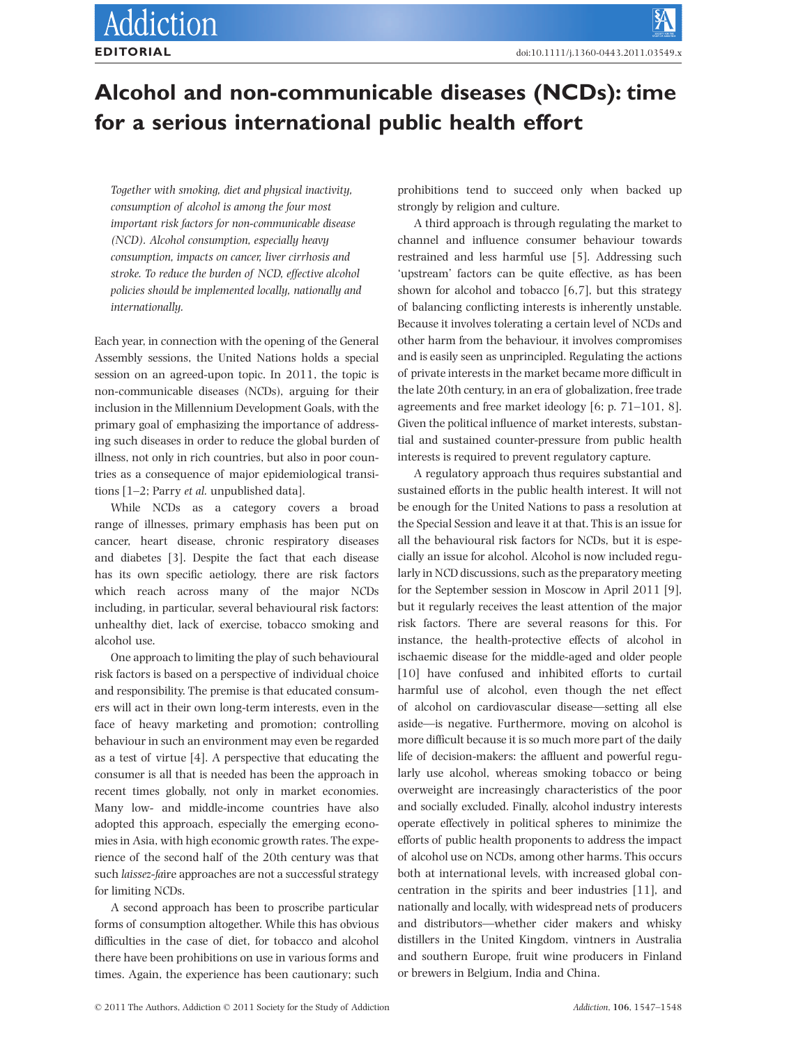**EDITORIAL**

# Alcohol and non-communicable diseases (NCDs): time for a serious international public health effort

*Together with smoking, diet and physical inactivity, consumption of alcohol is among the four most important risk factors for non-communicable disease (NCD). Alcohol consumption, especially heavy consumption, impacts on cancer, liver cirrhosis and stroke. To reduce the burden of NCD, effective alcohol policies should be implemented locally, nationally and internationally.*

Each year, in connection with the opening of the General Assembly sessions, the United Nations holds a special session on an agreed-upon topic. In 2011, the topic is non-communicable diseases (NCDs), arguing for their inclusion in the Millennium Development Goals, with the primary goal of emphasizing the importance of addressing such diseases in order to reduce the global burden of illness, not only in rich countries, but also in poor countries as a consequence of major epidemiological transitions [1–2; Parry *et al.* unpublished data].

While NCDs as a category covers a broad range of illnesses, primary emphasis has been put on cancer, heart disease, chronic respiratory diseases and diabetes [3]. Despite the fact that each disease has its own specific aetiology, there are risk factors which reach across many of the major NCDs including, in particular, several behavioural risk factors: unhealthy diet, lack of exercise, tobacco smoking and alcohol use.

One approach to limiting the play of such behavioural risk factors is based on a perspective of individual choice and responsibility. The premise is that educated consumers will act in their own long-term interests, even in the face of heavy marketing and promotion; controlling behaviour in such an environment may even be regarded as a test of virtue [4]. A perspective that educating the consumer is all that is needed has been the approach in recent times globally, not only in market economies. Many low- and middle-income countries have also adopted this approach, especially the emerging economies in Asia, with high economic growth rates. The experience of the second half of the 20th century was that such *laissez-fa*ire approaches are not a successful strategy for limiting NCDs.

A second approach has been to proscribe particular forms of consumption altogether. While this has obvious difficulties in the case of diet, for tobacco and alcohol there have been prohibitions on use in various forms and times. Again, the experience has been cautionary; such prohibitions tend to succeed only when backed up strongly by religion and culture.

A third approach is through regulating the market to channel and influence consumer behaviour towards restrained and less harmful use [5]. Addressing such 'upstream' factors can be quite effective, as has been shown for alcohol and tobacco [6,7], but this strategy of balancing conflicting interests is inherently unstable. Because it involves tolerating a certain level of NCDs and other harm from the behaviour, it involves compromises and is easily seen as unprincipled. Regulating the actions of private interests in the market became more difficult in the late 20th century, in an era of globalization, free trade agreements and free market ideology [6; p. 71–101, 8]. Given the political influence of market interests, substantial and sustained counter-pressure from public health interests is required to prevent regulatory capture.

A regulatory approach thus requires substantial and sustained efforts in the public health interest. It will not be enough for the United Nations to pass a resolution at the Special Session and leave it at that. This is an issue for all the behavioural risk factors for NCDs, but it is especially an issue for alcohol. Alcohol is now included regularly in NCD discussions, such as the preparatory meeting for the September session in Moscow in April 2011 [9], but it regularly receives the least attention of the major risk factors. There are several reasons for this. For instance, the health-protective effects of alcohol in ischaemic disease for the middle-aged and older people [10] have confused and inhibited efforts to curtail harmful use of alcohol, even though the net effect of alcohol on cardiovascular disease—setting all else aside—is negative. Furthermore, moving on alcohol is more difficult because it is so much more part of the daily life of decision-makers: the affluent and powerful regularly use alcohol, whereas smoking tobacco or being overweight are increasingly characteristics of the poor and socially excluded. Finally, alcohol industry interests operate effectively in political spheres to minimize the efforts of public health proponents to address the impact of alcohol use on NCDs, among other harms. This occurs both at international levels, with increased global concentration in the spirits and beer industries [11], and nationally and locally, with widespread nets of producers and distributors—whether cider makers and whisky distillers in the United Kingdom, vintners in Australia and southern Europe, fruit wine producers in Finland or brewers in Belgium, India and China.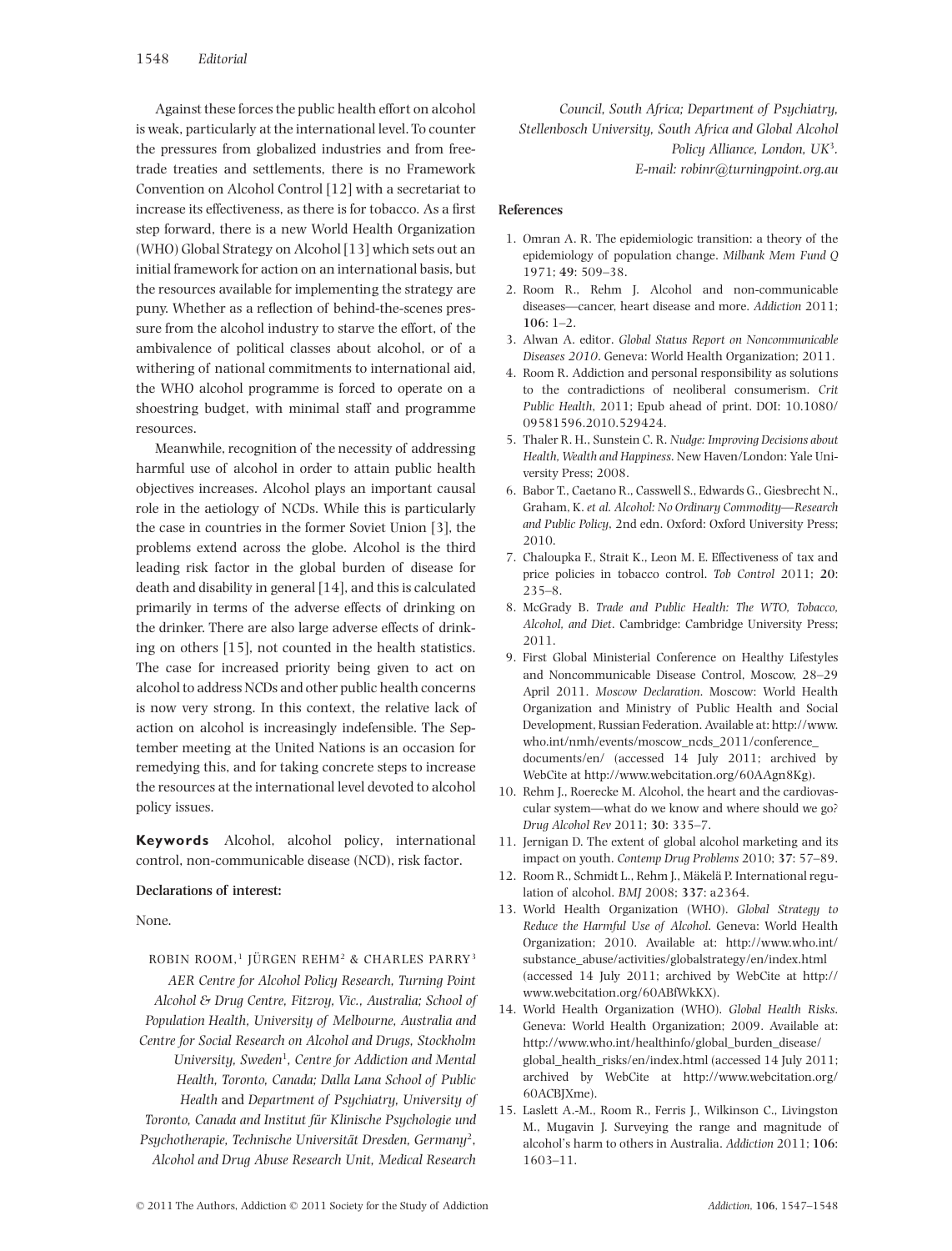Against these forces the public health effort on alcohol is weak, particularly at the international level. To counter the pressures from globalized industries and from free-trade treaties and settlements, there is no Framework Convention on Alcohol Control [12] with a secretariat to increase its effectiveness, as there is for tobacco. As a first step forward, there is a new World Health Organization (WHO) Global Strategy on Alcohol [13] which sets out an initial framework for action on an international basis, but the resources available for implementing the strategy are puny. Whether as a reflection of behind-the-scenes pressure from the alcohol industry to starve the effort, of the ambivalence of political classes about alcohol, or of a withering of national commitments to international aid, the WHO alcohol programme is forced to operate on a shoestring budget, with minimal staff and programme resources.

Meanwhile, recognition of the necessity of addressing harmful use of alcohol in order to attain public health objectives increases. Alcohol plays an important causal role in the aetiology of NCDs. While this is particularly the case in countries in the former Soviet Union [3], the problems extend across the globe. Alcohol is the third leading risk factor in the global burden of disease for death and disability in general [14], and this is calculated primarily in terms of the adverse effects of drinking on the drinker. There are also large adverse effects of drinking on others [15], not counted in the health statistics. The case for increased priority being given to act on alcohol to address NCDs and other public health concerns is now very strong. In this context, the relative lack of action on alcohol is increasingly indefensible. The September meeting at the United Nations is an occasion for remedying this, and for taking concrete steps to increase the resources at the international level devoted to alcohol policy issues.

**Keywords** Alcohol, alcohol policy, international control, non-communicable disease (NCD), risk factor.

**Declarations of interest:**

None.

ROBIN ROOM,[1] JÜRGEN REHM[2] & CHARLES PARRY[3]

*AER Centre for Alcohol Policy Research, Turning Point Alcohol & Drug Centre, Fitzroy, Vic., Australia; School of Population Health, University of Melbourne, Australia and Centre for Social Research on Alcohol and Drugs, Stockholm University, Sweden*[1]*, Centre for Addiction and Mental Health, Toronto, Canada; Dalla Lana School of Public Health* and *Department of Psychiatry, University of Toronto, Canada and Institut für Klinische Psychologie und Psychotherapie, Technische Universität Dresden, Germany*[2]*, Alcohol and Drug Abuse Research Unit, Medical Research Council, South Africa; Department of Psychiatry, Stellenbosch University, South Africa and Global Alcohol Policy Alliance, London, UK*[3]*.*
*E-mail: robinr@turningpoint.org.au*

**References**

1. Omran A. R. The epidemiologic transition: a theory of the epidemiology of population change. *Milbank Mem Fund Q* 1971; **49**: 509–38.
2. Room R., Rehm J. Alcohol and non-communicable diseases—cancer, heart disease and more. *Addiction* 2011; **106**: 1–2.
3. Alwan A. editor. *Global Status Report on Noncommunicable Diseases 2010*. Geneva: World Health Organization; 2011.
4. Room R. Addiction and personal responsibility as solutions to the contradictions of neoliberal consumerism. *Crit Public Health*, 2011; Epub ahead of print. DOI: 10.1080/09581596.2010.529424.
5. Thaler R. H., Sunstein C. R. *Nudge: Improving Decisions about Health, Wealth and Happiness*. New Haven/London: Yale University Press; 2008.
6. Babor T., Caetano R., Casswell S., Edwards G., Giesbrecht N., Graham, K. *et al. Alcohol: No Ordinary Commodity—Research and Public Policy*, 2nd edn. Oxford: Oxford University Press; 2010.
7. Chaloupka F., Strait K., Leon M. E. Effectiveness of tax and price policies in tobacco control. *Tob Control* 2011; **20**: 235–8.
8. McGrady B. *Trade and Public Health: The WTO, Tobacco, Alcohol, and Diet*. Cambridge: Cambridge University Press; 2011.
9. First Global Ministerial Conference on Healthy Lifestyles and Noncommunicable Disease Control, Moscow, 28–29 April 2011. *Moscow Declaration*. Moscow: World Health Organization and Ministry of Public Health and Social Development, Russian Federation. Available at: http://www.who.int/nmh/events/moscow_ncds_2011/conference_documents/en/ (accessed 14 July 2011; archived by WebCite at http://www.webcitation.org/60AAgn8Kg).
10. Rehm J., Roerecke M. Alcohol, the heart and the cardiovascular system—what do we know and where should we go? *Drug Alcohol Rev* 2011; **30**: 335–7.
11. Jernigan D. The extent of global alcohol marketing and its impact on youth. *Contemp Drug Problems* 2010; **37**: 57–89.
12. Room R., Schmidt L., Rehm J., Mäkelä P. International regulation of alcohol. *BMJ* 2008; **337**: a2364.
13. World Health Organization (WHO). *Global Strategy to Reduce the Harmful Use of Alcohol*. Geneva: World Health Organization; 2010. Available at: http://www.who.int/substance_abuse/activities/globalstrategy/en/index.html (accessed 14 July 2011; archived by WebCite at http://www.webcitation.org/60ABfWkKX).
14. World Health Organization (WHO). *Global Health Risks*. Geneva: World Health Organization; 2009. Available at: http://www.who.int/healthinfo/global_burden_disease/global_health_risks/en/index.html (accessed 14 July 2011; archived by WebCite at http://www.webcitation.org/60ACBJXme).
15. Laslett A.-M., Room R., Ferris J., Wilkinson C., Livingston M., Mugavin J. Surveying the range and magnitude of alcohol's harm to others in Australia. *Addiction* 2011; **106**: 1603–11.